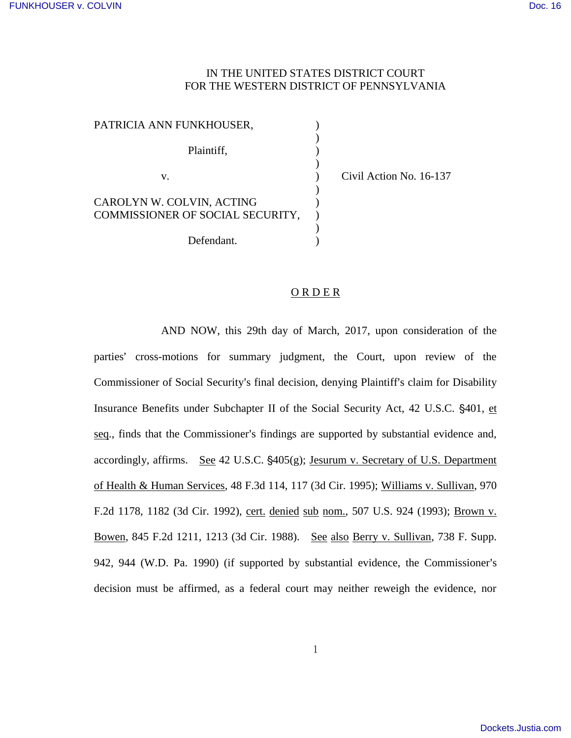IN THE UNITED STATES DISTRICT COURT
FOR THE WESTERN DISTRICT OF PENNSYLVANIA

| | | |
|---|---|---|
| PATRICIA ANN FUNKHOUSER, | ) | |
| Plaintiff, | ) | |
| v. | ) | Civil Action No. 16-137 |
| CAROLYN W. COLVIN, ACTING COMMISSIONER OF SOCIAL SECURITY, | ) | |
| Defendant. | ) | |

## O R D E R

AND NOW, this 29th day of March, 2017, upon consideration of the parties' cross-motions for summary judgment, the Court, upon review of the Commissioner of Social Security's final decision, denying Plaintiff's claim for Disability Insurance Benefits under Subchapter II of the Social Security Act, 42 U.S.C. §401, et seq., finds that the Commissioner's findings are supported by substantial evidence and, accordingly, affirms. See 42 U.S.C. §405(g); Jesurum v. Secretary of U.S. Department of Health & Human Services, 48 F.3d 114, 117 (3d Cir. 1995); Williams v. Sullivan, 970 F.2d 1178, 1182 (3d Cir. 1992), cert. denied sub nom., 507 U.S. 924 (1993); Brown v. Bowen, 845 F.2d 1211, 1213 (3d Cir. 1988). See also Berry v. Sullivan, 738 F. Supp. 942, 944 (W.D. Pa. 1990) (if supported by substantial evidence, the Commissioner's decision must be affirmed, as a federal court may neither reweigh the evidence, nor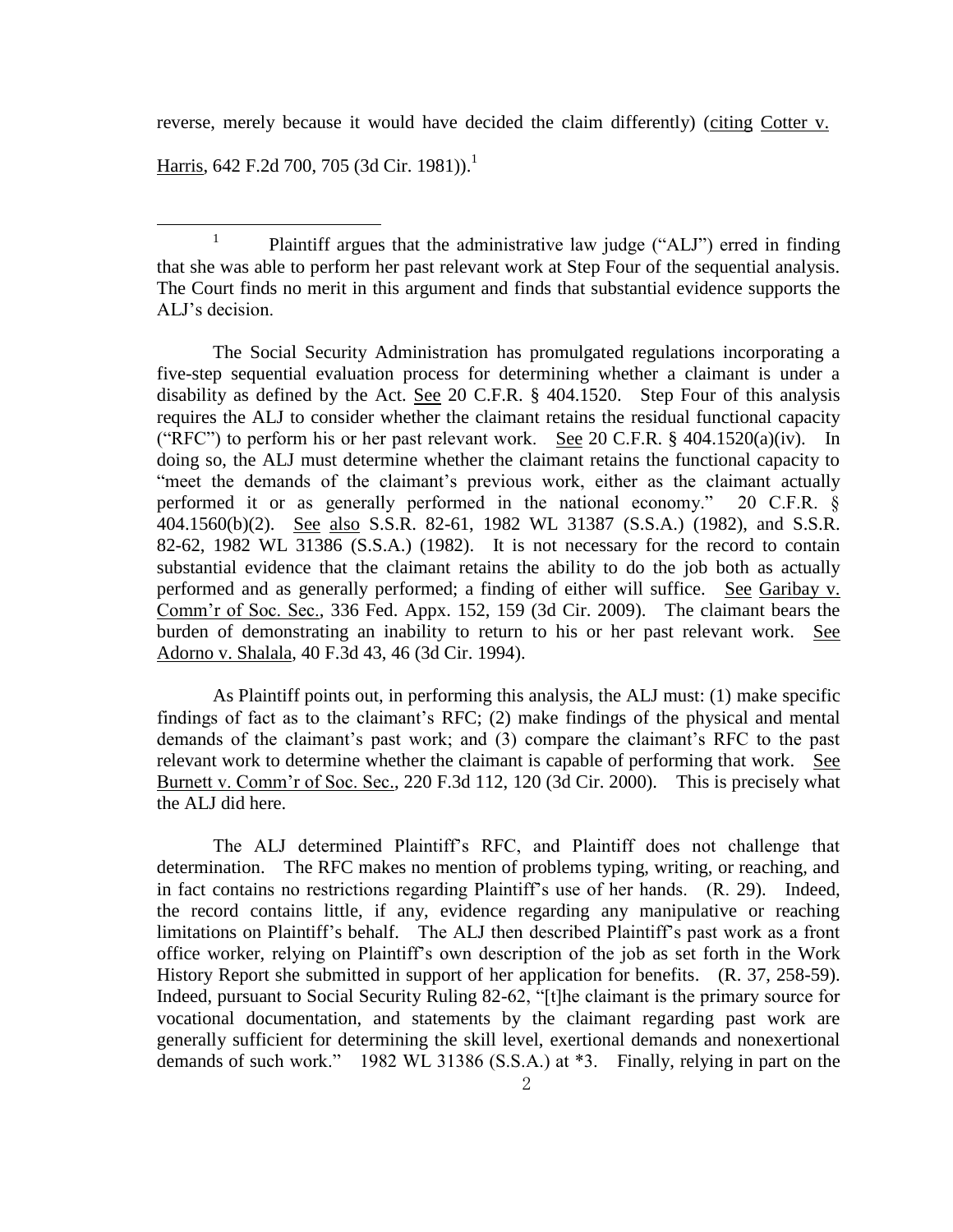reverse, merely because it would have decided the claim differently) (citing Cotter v. Harris, 642 F.2d 700, 705 (3d Cir. 1981)).[1]

---

[1] Plaintiff argues that the administrative law judge ("ALJ") erred in finding that she was able to perform her past relevant work at Step Four of the sequential analysis. The Court finds no merit in this argument and finds that substantial evidence supports the ALJ's decision.

The Social Security Administration has promulgated regulations incorporating a five-step sequential evaluation process for determining whether a claimant is under a disability as defined by the Act. See 20 C.F.R. § 404.1520. Step Four of this analysis requires the ALJ to consider whether the claimant retains the residual functional capacity ("RFC") to perform his or her past relevant work. See 20 C.F.R. § 404.1520(a)(iv). In doing so, the ALJ must determine whether the claimant retains the functional capacity to "meet the demands of the claimant's previous work, either as the claimant actually performed it or as generally performed in the national economy." 20 C.F.R. § 404.1560(b)(2). See also S.S.R. 82-61, 1982 WL 31387 (S.S.A.) (1982), and S.S.R. 82-62, 1982 WL 31386 (S.S.A.) (1982). It is not necessary for the record to contain substantial evidence that the claimant retains the ability to do the job both as actually performed and as generally performed; a finding of either will suffice. See Garibay v. Comm'r of Soc. Sec., 336 Fed. Appx. 152, 159 (3d Cir. 2009). The claimant bears the burden of demonstrating an inability to return to his or her past relevant work. See Adorno v. Shalala, 40 F.3d 43, 46 (3d Cir. 1994).

As Plaintiff points out, in performing this analysis, the ALJ must: (1) make specific findings of fact as to the claimant's RFC; (2) make findings of the physical and mental demands of the claimant's past work; and (3) compare the claimant's RFC to the past relevant work to determine whether the claimant is capable of performing that work. See Burnett v. Comm'r of Soc. Sec., 220 F.3d 112, 120 (3d Cir. 2000). This is precisely what the ALJ did here.

The ALJ determined Plaintiff's RFC, and Plaintiff does not challenge that determination. The RFC makes no mention of problems typing, writing, or reaching, and in fact contains no restrictions regarding Plaintiff's use of her hands. (R. 29). Indeed, the record contains little, if any, evidence regarding any manipulative or reaching limitations on Plaintiff's behalf. The ALJ then described Plaintiff's past work as a front office worker, relying on Plaintiff's own description of the job as set forth in the Work History Report she submitted in support of her application for benefits. (R. 37, 258-59). Indeed, pursuant to Social Security Ruling 82-62, "[t]he claimant is the primary source for vocational documentation, and statements by the claimant regarding past work are generally sufficient for determining the skill level, exertional demands and nonexertional demands of such work." 1982 WL 31386 (S.S.A.) at *3. Finally, relying in part on the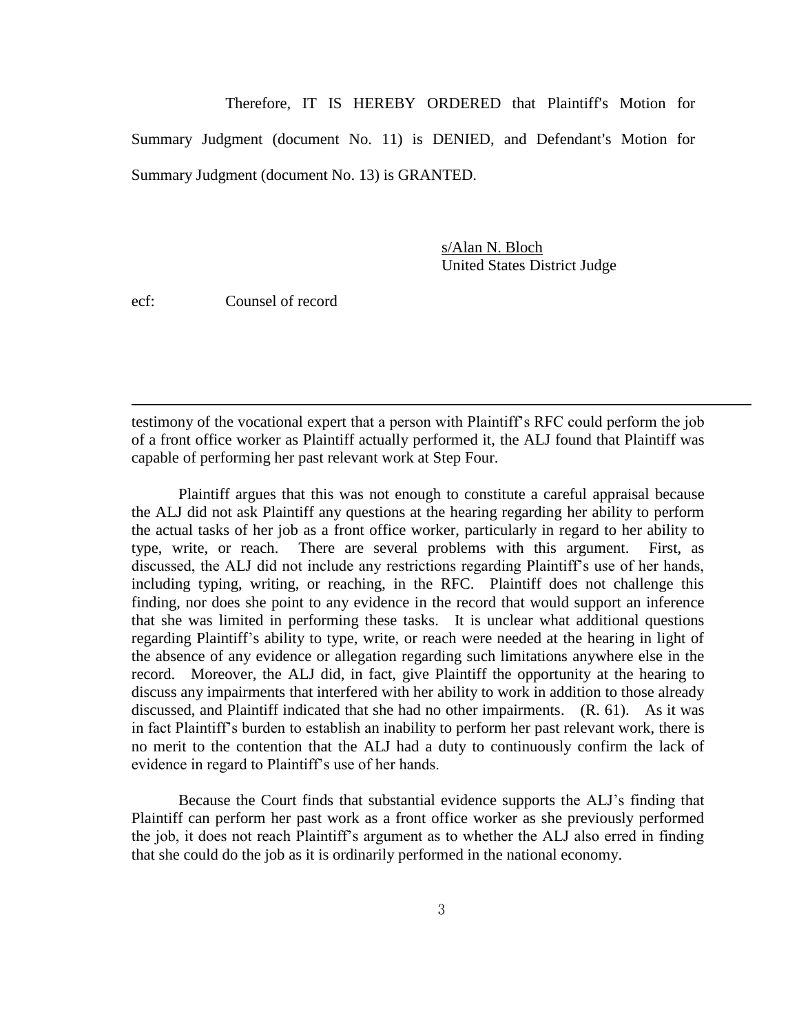Therefore, IT IS HEREBY ORDERED that Plaintiff's Motion for Summary Judgment (document No. 11) is DENIED, and Defendant's Motion for Summary Judgment (document No. 13) is GRANTED.

s/Alan N. Bloch
United States District Judge

ecf: Counsel of record

---

testimony of the vocational expert that a person with Plaintiff's RFC could perform the job of a front office worker as Plaintiff actually performed it, the ALJ found that Plaintiff was capable of performing her past relevant work at Step Four.

Plaintiff argues that this was not enough to constitute a careful appraisal because the ALJ did not ask Plaintiff any questions at the hearing regarding her ability to perform the actual tasks of her job as a front office worker, particularly in regard to her ability to type, write, or reach. There are several problems with this argument. First, as discussed, the ALJ did not include any restrictions regarding Plaintiff's use of her hands, including typing, writing, or reaching, in the RFC. Plaintiff does not challenge this finding, nor does she point to any evidence in the record that would support an inference that she was limited in performing these tasks. It is unclear what additional questions regarding Plaintiff's ability to type, write, or reach were needed at the hearing in light of the absence of any evidence or allegation regarding such limitations anywhere else in the record. Moreover, the ALJ did, in fact, give Plaintiff the opportunity at the hearing to discuss any impairments that interfered with her ability to work in addition to those already discussed, and Plaintiff indicated that she had no other impairments. (R. 61). As it was in fact Plaintiff's burden to establish an inability to perform her past relevant work, there is no merit to the contention that the ALJ had a duty to continuously confirm the lack of evidence in regard to Plaintiff's use of her hands.

Because the Court finds that substantial evidence supports the ALJ's finding that Plaintiff can perform her past work as a front office worker as she previously performed the job, it does not reach Plaintiff's argument as to whether the ALJ also erred in finding that she could do the job as it is ordinarily performed in the national economy.